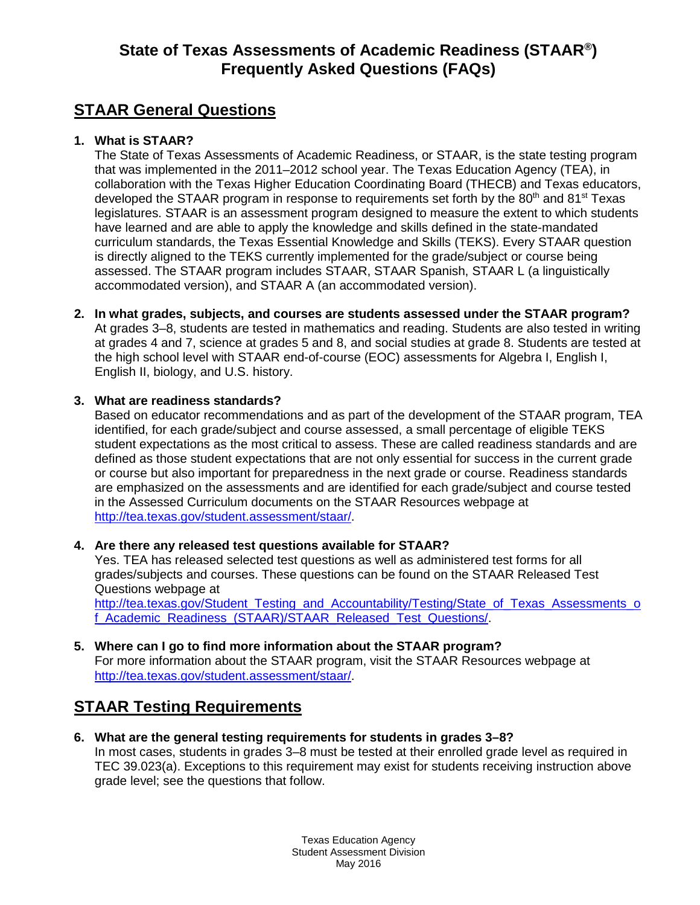# State of Texas Assessments of Academic Readiness (STAAR®) Frequently Asked Questions (FAQs)

## STAAR General Questions

**1. What is STAAR?**

The State of Texas Assessments of Academic Readiness, or STAAR, is the state testing program that was implemented in the 2011–2012 school year. The Texas Education Agency (TEA), in collaboration with the Texas Higher Education Coordinating Board (THECB) and Texas educators, developed the STAAR program in response to requirements set forth by the 80th and 81st Texas legislatures. STAAR is an assessment program designed to measure the extent to which students have learned and are able to apply the knowledge and skills defined in the state-mandated curriculum standards, the Texas Essential Knowledge and Skills (TEKS). Every STAAR question is directly aligned to the TEKS currently implemented for the grade/subject or course being assessed. The STAAR program includes STAAR, STAAR Spanish, STAAR L (a linguistically accommodated version), and STAAR A (an accommodated version).

**2. In what grades, subjects, and courses are students assessed under the STAAR program?**

At grades 3–8, students are tested in mathematics and reading. Students are also tested in writing at grades 4 and 7, science at grades 5 and 8, and social studies at grade 8. Students are tested at the high school level with STAAR end-of-course (EOC) assessments for Algebra I, English I, English II, biology, and U.S. history.

**3. What are readiness standards?**

Based on educator recommendations and as part of the development of the STAAR program, TEA identified, for each grade/subject and course assessed, a small percentage of eligible TEKS student expectations as the most critical to assess. These are called readiness standards and are defined as those student expectations that are not only essential for success in the current grade or course but also important for preparedness in the next grade or course. Readiness standards are emphasized on the assessments and are identified for each grade/subject and course tested in the Assessed Curriculum documents on the STAAR Resources webpage at http://tea.texas.gov/student.assessment/staar/.

**4. Are there any released test questions available for STAAR?**

Yes. TEA has released selected test questions as well as administered test forms for all grades/subjects and courses. These questions can be found on the STAAR Released Test Questions webpage at http://tea.texas.gov/Student_Testing_and_Accountability/Testing/State_of_Texas_Assessments_of_Academic_Readiness_(STAAR)/STAAR_Released_Test_Questions/.

**5. Where can I go to find more information about the STAAR program?**

For more information about the STAAR program, visit the STAAR Resources webpage at http://tea.texas.gov/student.assessment/staar/.

## STAAR Testing Requirements

**6. What are the general testing requirements for students in grades 3–8?**

In most cases, students in grades 3–8 must be tested at their enrolled grade level as required in TEC 39.023(a). Exceptions to this requirement may exist for students receiving instruction above grade level; see the questions that follow.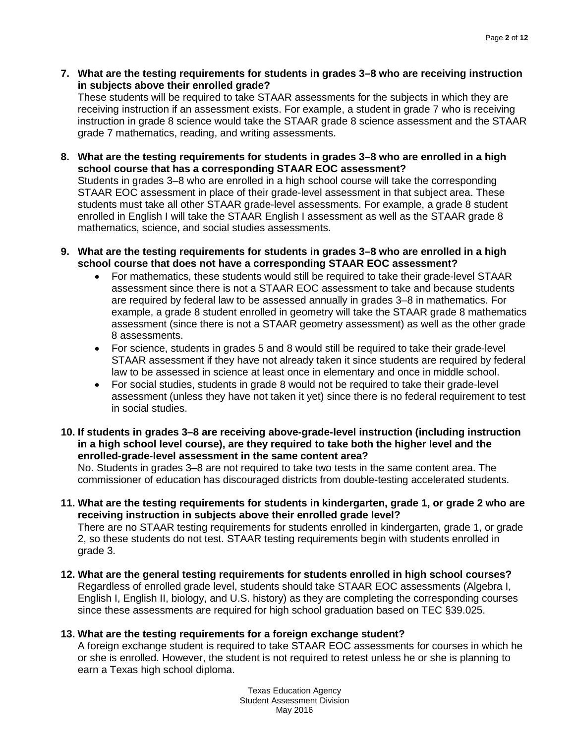7. **What are the testing requirements for students in grades 3–8 who are receiving instruction in subjects above their enrolled grade?**
   These students will be required to take STAAR assessments for the subjects in which they are receiving instruction if an assessment exists. For example, a student in grade 7 who is receiving instruction in grade 8 science would take the STAAR grade 8 science assessment and the STAAR grade 7 mathematics, reading, and writing assessments.

8. **What are the testing requirements for students in grades 3–8 who are enrolled in a high school course that has a corresponding STAAR EOC assessment?**
   Students in grades 3–8 who are enrolled in a high school course will take the corresponding STAAR EOC assessment in place of their grade-level assessment in that subject area. These students must take all other STAAR grade-level assessments. For example, a grade 8 student enrolled in English I will take the STAAR English I assessment as well as the STAAR grade 8 mathematics, science, and social studies assessments.

9. **What are the testing requirements for students in grades 3–8 who are enrolled in a high school course that does not have a corresponding STAAR EOC assessment?**
   - For mathematics, these students would still be required to take their grade-level STAAR assessment since there is not a STAAR EOC assessment to take and because students are required by federal law to be assessed annually in grades 3–8 in mathematics. For example, a grade 8 student enrolled in geometry will take the STAAR grade 8 mathematics assessment (since there is not a STAAR geometry assessment) as well as the other grade 8 assessments.
   - For science, students in grades 5 and 8 would still be required to take their grade-level STAAR assessment if they have not already taken it since students are required by federal law to be assessed in science at least once in elementary and once in middle school.
   - For social studies, students in grade 8 would not be required to take their grade-level assessment (unless they have not taken it yet) since there is no federal requirement to test in social studies.

10. **If students in grades 3–8 are receiving above-grade-level instruction (including instruction in a high school level course), are they required to take both the higher level and the enrolled-grade-level assessment in the same content area?**
    No. Students in grades 3–8 are not required to take two tests in the same content area. The commissioner of education has discouraged districts from double-testing accelerated students.

11. **What are the testing requirements for students in kindergarten, grade 1, or grade 2 who are receiving instruction in subjects above their enrolled grade level?**
    There are no STAAR testing requirements for students enrolled in kindergarten, grade 1, or grade 2, so these students do not test. STAAR testing requirements begin with students enrolled in grade 3.

12. **What are the general testing requirements for students enrolled in high school courses?**
    Regardless of enrolled grade level, students should take STAAR EOC assessments (Algebra I, English I, English II, biology, and U.S. history) as they are completing the corresponding courses since these assessments are required for high school graduation based on TEC §39.025.

13. **What are the testing requirements for a foreign exchange student?**
    A foreign exchange student is required to take STAAR EOC assessments for courses in which he or she is enrolled. However, the student is not required to retest unless he or she is planning to earn a Texas high school diploma.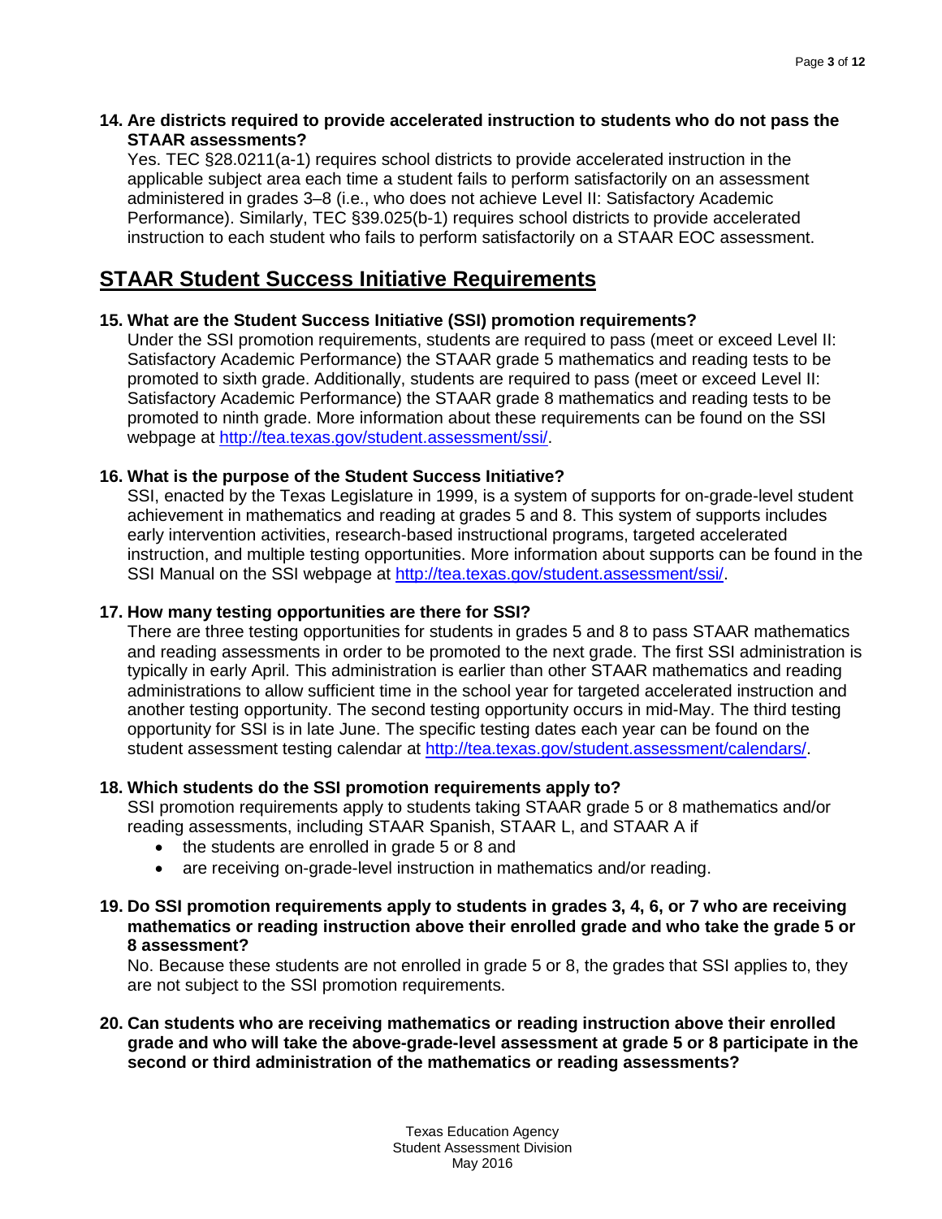**14. Are districts required to provide accelerated instruction to students who do not pass the STAAR assessments?**

Yes. TEC §28.0211(a-1) requires school districts to provide accelerated instruction in the applicable subject area each time a student fails to perform satisfactorily on an assessment administered in grades 3–8 (i.e., who does not achieve Level II: Satisfactory Academic Performance). Similarly, TEC §39.025(b-1) requires school districts to provide accelerated instruction to each student who fails to perform satisfactorily on a STAAR EOC assessment.

## STAAR Student Success Initiative Requirements

**15. What are the Student Success Initiative (SSI) promotion requirements?**

Under the SSI promotion requirements, students are required to pass (meet or exceed Level II: Satisfactory Academic Performance) the STAAR grade 5 mathematics and reading tests to be promoted to sixth grade. Additionally, students are required to pass (meet or exceed Level II: Satisfactory Academic Performance) the STAAR grade 8 mathematics and reading tests to be promoted to ninth grade. More information about these requirements can be found on the SSI webpage at http://tea.texas.gov/student.assessment/ssi/.

**16. What is the purpose of the Student Success Initiative?**

SSI, enacted by the Texas Legislature in 1999, is a system of supports for on-grade-level student achievement in mathematics and reading at grades 5 and 8. This system of supports includes early intervention activities, research-based instructional programs, targeted accelerated instruction, and multiple testing opportunities. More information about supports can be found in the SSI Manual on the SSI webpage at http://tea.texas.gov/student.assessment/ssi/.

**17. How many testing opportunities are there for SSI?**

There are three testing opportunities for students in grades 5 and 8 to pass STAAR mathematics and reading assessments in order to be promoted to the next grade. The first SSI administration is typically in early April. This administration is earlier than other STAAR mathematics and reading administrations to allow sufficient time in the school year for targeted accelerated instruction and another testing opportunity. The second testing opportunity occurs in mid-May. The third testing opportunity for SSI is in late June. The specific testing dates each year can be found on the student assessment testing calendar at http://tea.texas.gov/student.assessment/calendars/.

**18. Which students do the SSI promotion requirements apply to?**

SSI promotion requirements apply to students taking STAAR grade 5 or 8 mathematics and/or reading assessments, including STAAR Spanish, STAAR L, and STAAR A if

- the students are enrolled in grade 5 or 8 and
- are receiving on-grade-level instruction in mathematics and/or reading.

**19. Do SSI promotion requirements apply to students in grades 3, 4, 6, or 7 who are receiving mathematics or reading instruction above their enrolled grade and who take the grade 5 or 8 assessment?**

No. Because these students are not enrolled in grade 5 or 8, the grades that SSI applies to, they are not subject to the SSI promotion requirements.

**20. Can students who are receiving mathematics or reading instruction above their enrolled grade and who will take the above-grade-level assessment at grade 5 or 8 participate in the second or third administration of the mathematics or reading assessments?**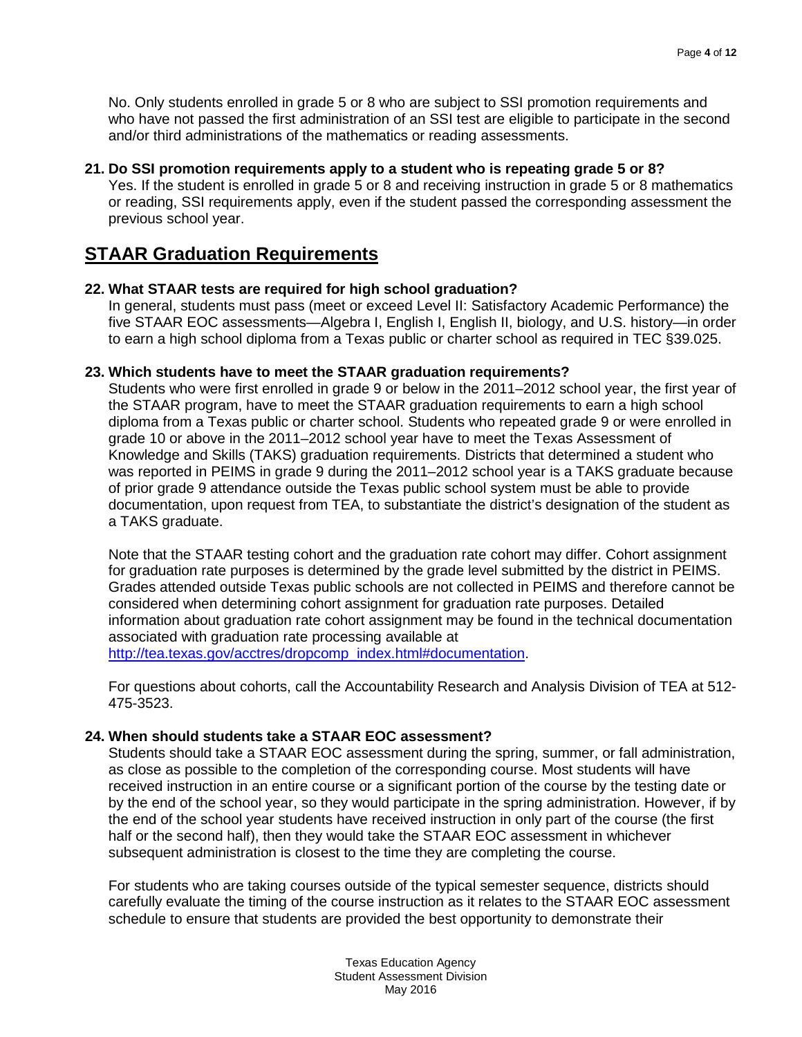No. Only students enrolled in grade 5 or 8 who are subject to SSI promotion requirements and who have not passed the first administration of an SSI test are eligible to participate in the second and/or third administrations of the mathematics or reading assessments.

**21. Do SSI promotion requirements apply to a student who is repeating grade 5 or 8?**

Yes. If the student is enrolled in grade 5 or 8 and receiving instruction in grade 5 or 8 mathematics or reading, SSI requirements apply, even if the student passed the corresponding assessment the previous school year.

## STAAR Graduation Requirements

**22. What STAAR tests are required for high school graduation?**

In general, students must pass (meet or exceed Level II: Satisfactory Academic Performance) the five STAAR EOC assessments—Algebra I, English I, English II, biology, and U.S. history—in order to earn a high school diploma from a Texas public or charter school as required in TEC §39.025.

**23. Which students have to meet the STAAR graduation requirements?**

Students who were first enrolled in grade 9 or below in the 2011–2012 school year, the first year of the STAAR program, have to meet the STAAR graduation requirements to earn a high school diploma from a Texas public or charter school. Students who repeated grade 9 or were enrolled in grade 10 or above in the 2011–2012 school year have to meet the Texas Assessment of Knowledge and Skills (TAKS) graduation requirements. Districts that determined a student who was reported in PEIMS in grade 9 during the 2011–2012 school year is a TAKS graduate because of prior grade 9 attendance outside the Texas public school system must be able to provide documentation, upon request from TEA, to substantiate the district's designation of the student as a TAKS graduate.

Note that the STAAR testing cohort and the graduation rate cohort may differ. Cohort assignment for graduation rate purposes is determined by the grade level submitted by the district in PEIMS. Grades attended outside Texas public schools are not collected in PEIMS and therefore cannot be considered when determining cohort assignment for graduation rate purposes. Detailed information about graduation rate cohort assignment may be found in the technical documentation associated with graduation rate processing available at [http://tea.texas.gov/acctres/dropcomp_index.html#documentation](http://tea.texas.gov/acctres/dropcomp_index.html#documentation).

For questions about cohorts, call the Accountability Research and Analysis Division of TEA at 512-475-3523.

**24. When should students take a STAAR EOC assessment?**

Students should take a STAAR EOC assessment during the spring, summer, or fall administration, as close as possible to the completion of the corresponding course. Most students will have received instruction in an entire course or a significant portion of the course by the testing date or by the end of the school year, so they would participate in the spring administration. However, if by the end of the school year students have received instruction in only part of the course (the first half or the second half), then they would take the STAAR EOC assessment in whichever subsequent administration is closest to the time they are completing the course.

For students who are taking courses outside of the typical semester sequence, districts should carefully evaluate the timing of the course instruction as it relates to the STAAR EOC assessment schedule to ensure that students are provided the best opportunity to demonstrate their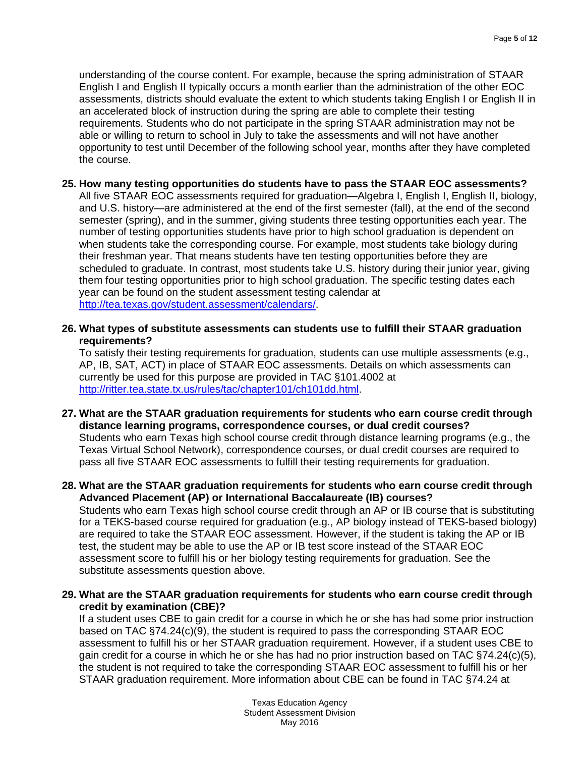understanding of the course content. For example, because the spring administration of STAAR English I and English II typically occurs a month earlier than the administration of the other EOC assessments, districts should evaluate the extent to which students taking English I or English II in an accelerated block of instruction during the spring are able to complete their testing requirements. Students who do not participate in the spring STAAR administration may not be able or willing to return to school in July to take the assessments and will not have another opportunity to test until December of the following school year, months after they have completed the course.

**25. How many testing opportunities do students have to pass the STAAR EOC assessments?**
All five STAAR EOC assessments required for graduation—Algebra I, English I, English II, biology, and U.S. history—are administered at the end of the first semester (fall), at the end of the second semester (spring), and in the summer, giving students three testing opportunities each year. The number of testing opportunities students have prior to high school graduation is dependent on when students take the corresponding course. For example, most students take biology during their freshman year. That means students have ten testing opportunities before they are scheduled to graduate. In contrast, most students take U.S. history during their junior year, giving them four testing opportunities prior to high school graduation. The specific testing dates each year can be found on the student assessment testing calendar at http://tea.texas.gov/student.assessment/calendars/.

**26. What types of substitute assessments can students use to fulfill their STAAR graduation requirements?**
To satisfy their testing requirements for graduation, students can use multiple assessments (e.g., AP, IB, SAT, ACT) in place of STAAR EOC assessments. Details on which assessments can currently be used for this purpose are provided in TAC §101.4002 at http://ritter.tea.state.tx.us/rules/tac/chapter101/ch101dd.html.

**27. What are the STAAR graduation requirements for students who earn course credit through distance learning programs, correspondence courses, or dual credit courses?**
Students who earn Texas high school course credit through distance learning programs (e.g., the Texas Virtual School Network), correspondence courses, or dual credit courses are required to pass all five STAAR EOC assessments to fulfill their testing requirements for graduation.

**28. What are the STAAR graduation requirements for students who earn course credit through Advanced Placement (AP) or International Baccalaureate (IB) courses?**
Students who earn Texas high school course credit through an AP or IB course that is substituting for a TEKS-based course required for graduation (e.g., AP biology instead of TEKS-based biology) are required to take the STAAR EOC assessment. However, if the student is taking the AP or IB test, the student may be able to use the AP or IB test score instead of the STAAR EOC assessment score to fulfill his or her biology testing requirements for graduation. See the substitute assessments question above.

**29. What are the STAAR graduation requirements for students who earn course credit through credit by examination (CBE)?**
If a student uses CBE to gain credit for a course in which he or she has had some prior instruction based on TAC §74.24(c)(9), the student is required to pass the corresponding STAAR EOC assessment to fulfill his or her STAAR graduation requirement. However, if a student uses CBE to gain credit for a course in which he or she has had no prior instruction based on TAC §74.24(c)(5), the student is not required to take the corresponding STAAR EOC assessment to fulfill his or her STAAR graduation requirement. More information about CBE can be found in TAC §74.24 at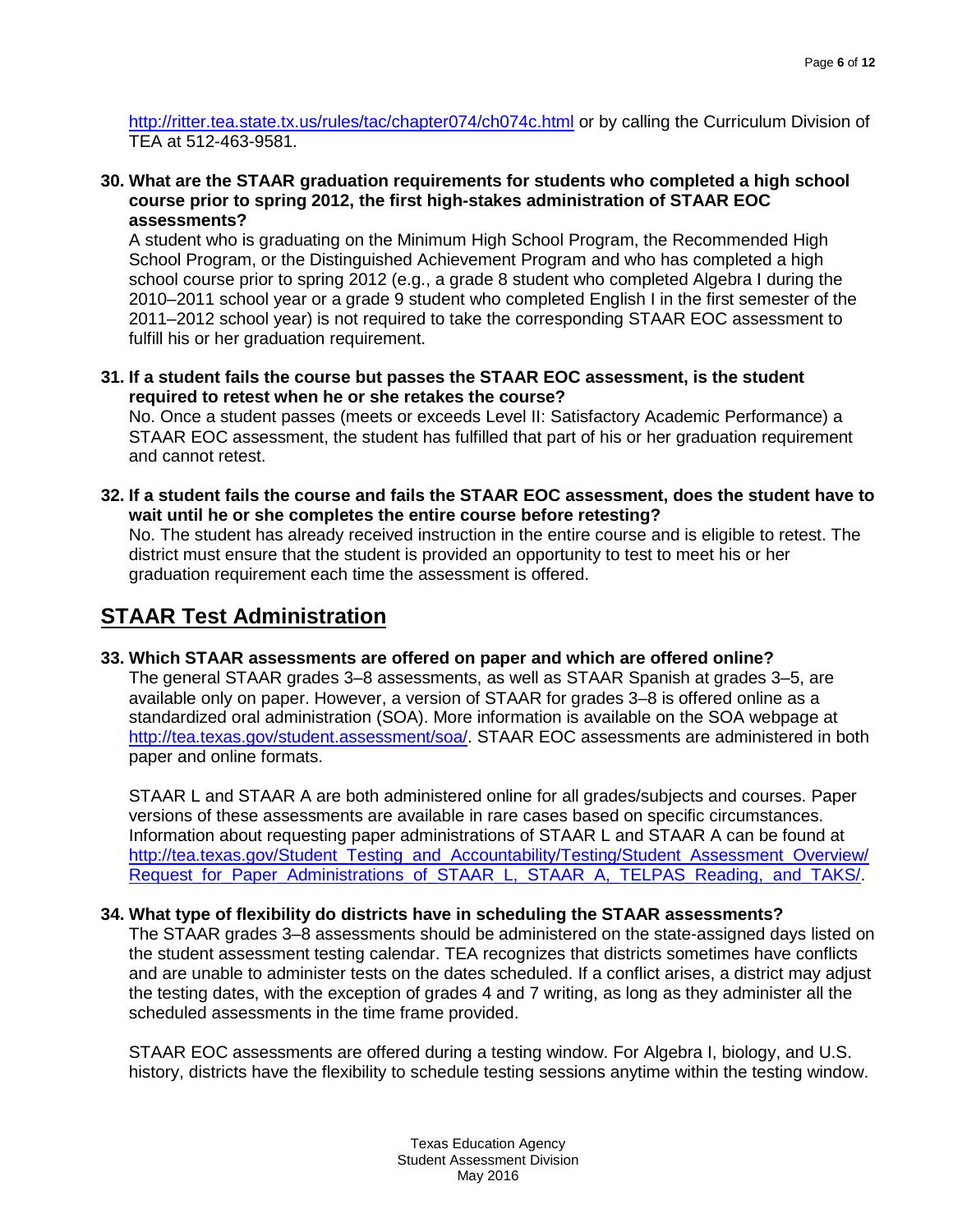http://ritter.tea.state.tx.us/rules/tac/chapter074/ch074c.html or by calling the Curriculum Division of TEA at 512-463-9581.

**30. What are the STAAR graduation requirements for students who completed a high school course prior to spring 2012, the first high-stakes administration of STAAR EOC assessments?**

A student who is graduating on the Minimum High School Program, the Recommended High School Program, or the Distinguished Achievement Program and who has completed a high school course prior to spring 2012 (e.g., a grade 8 student who completed Algebra I during the 2010–2011 school year or a grade 9 student who completed English I in the first semester of the 2011–2012 school year) is not required to take the corresponding STAAR EOC assessment to fulfill his or her graduation requirement.

**31. If a student fails the course but passes the STAAR EOC assessment, is the student required to retest when he or she retakes the course?**

No. Once a student passes (meets or exceeds Level II: Satisfactory Academic Performance) a STAAR EOC assessment, the student has fulfilled that part of his or her graduation requirement and cannot retest.

**32. If a student fails the course and fails the STAAR EOC assessment, does the student have to wait until he or she completes the entire course before retesting?**

No. The student has already received instruction in the entire course and is eligible to retest. The district must ensure that the student is provided an opportunity to test to meet his or her graduation requirement each time the assessment is offered.

## STAAR Test Administration

**33. Which STAAR assessments are offered on paper and which are offered online?**

The general STAAR grades 3–8 assessments, as well as STAAR Spanish at grades 3–5, are available only on paper. However, a version of STAAR for grades 3–8 is offered online as a standardized oral administration (SOA). More information is available on the SOA webpage at http://tea.texas.gov/student.assessment/soa/. STAAR EOC assessments are administered in both paper and online formats.

STAAR L and STAAR A are both administered online for all grades/subjects and courses. Paper versions of these assessments are available in rare cases based on specific circumstances. Information about requesting paper administrations of STAAR L and STAAR A can be found at http://tea.texas.gov/Student_Testing_and_Accountability/Testing/Student_Assessment_Overview/Request_for_Paper_Administrations_of_STAAR_L,_STAAR_A,_TELPAS_Reading,_and_TAKS/.

**34. What type of flexibility do districts have in scheduling the STAAR assessments?**

The STAAR grades 3–8 assessments should be administered on the state-assigned days listed on the student assessment testing calendar. TEA recognizes that districts sometimes have conflicts and are unable to administer tests on the dates scheduled. If a conflict arises, a district may adjust the testing dates, with the exception of grades 4 and 7 writing, as long as they administer all the scheduled assessments in the time frame provided.

STAAR EOC assessments are offered during a testing window. For Algebra I, biology, and U.S. history, districts have the flexibility to schedule testing sessions anytime within the testing window.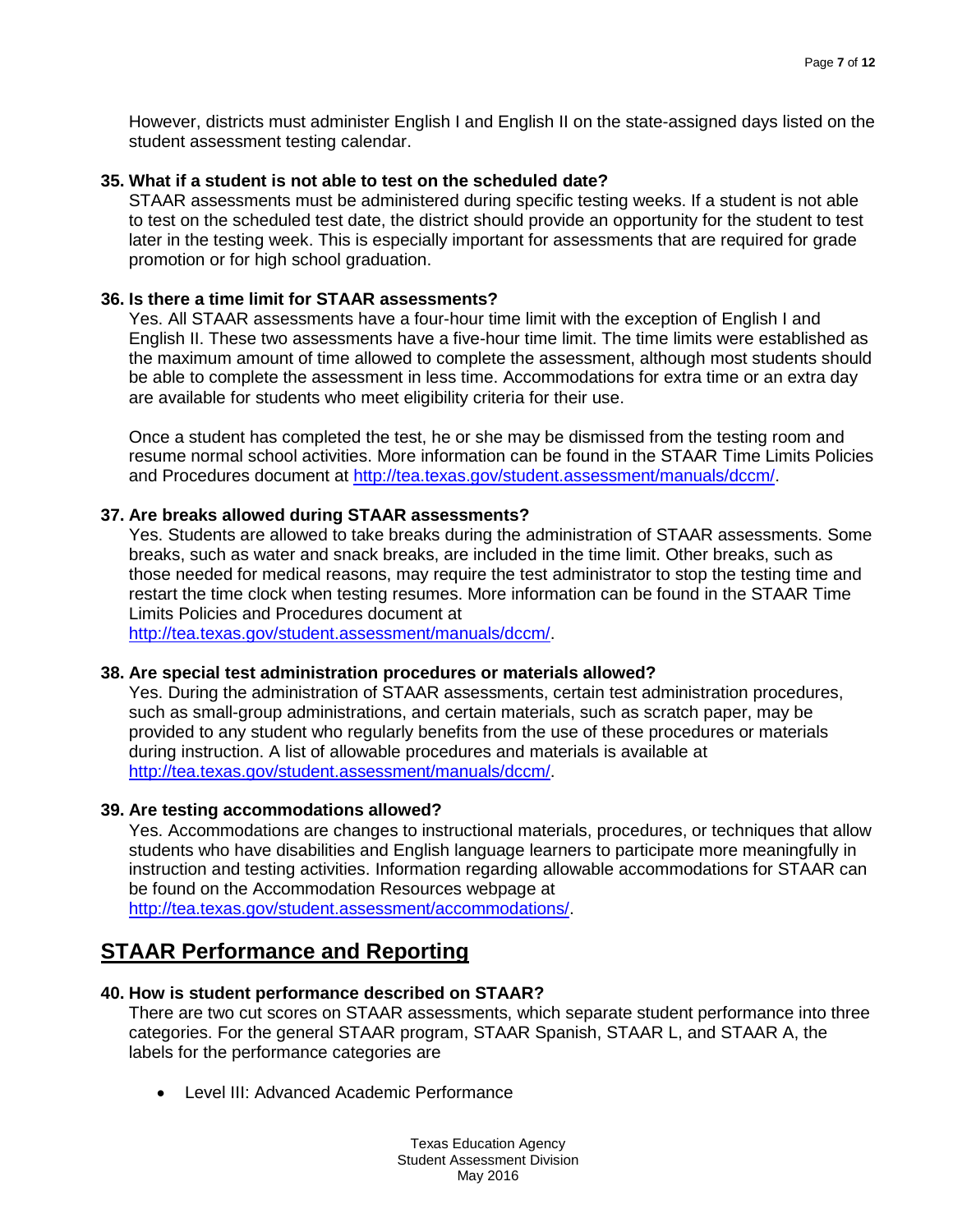However, districts must administer English I and English II on the state-assigned days listed on the student assessment testing calendar.

**35. What if a student is not able to test on the scheduled date?**

STAAR assessments must be administered during specific testing weeks. If a student is not able to test on the scheduled test date, the district should provide an opportunity for the student to test later in the testing week. This is especially important for assessments that are required for grade promotion or for high school graduation.

**36. Is there a time limit for STAAR assessments?**

Yes. All STAAR assessments have a four-hour time limit with the exception of English I and English II. These two assessments have a five-hour time limit. The time limits were established as the maximum amount of time allowed to complete the assessment, although most students should be able to complete the assessment in less time. Accommodations for extra time or an extra day are available for students who meet eligibility criteria for their use.

Once a student has completed the test, he or she may be dismissed from the testing room and resume normal school activities. More information can be found in the STAAR Time Limits Policies and Procedures document at http://tea.texas.gov/student.assessment/manuals/dccm/.

**37. Are breaks allowed during STAAR assessments?**

Yes. Students are allowed to take breaks during the administration of STAAR assessments. Some breaks, such as water and snack breaks, are included in the time limit. Other breaks, such as those needed for medical reasons, may require the test administrator to stop the testing time and restart the time clock when testing resumes. More information can be found in the STAAR Time Limits Policies and Procedures document at http://tea.texas.gov/student.assessment/manuals/dccm/.

**38. Are special test administration procedures or materials allowed?**

Yes. During the administration of STAAR assessments, certain test administration procedures, such as small-group administrations, and certain materials, such as scratch paper, may be provided to any student who regularly benefits from the use of these procedures or materials during instruction. A list of allowable procedures and materials is available at http://tea.texas.gov/student.assessment/manuals/dccm/.

**39. Are testing accommodations allowed?**

Yes. Accommodations are changes to instructional materials, procedures, or techniques that allow students who have disabilities and English language learners to participate more meaningfully in instruction and testing activities. Information regarding allowable accommodations for STAAR can be found on the Accommodation Resources webpage at http://tea.texas.gov/student.assessment/accommodations/.

## STAAR Performance and Reporting

**40. How is student performance described on STAAR?**

There are two cut scores on STAAR assessments, which separate student performance into three categories. For the general STAAR program, STAAR Spanish, STAAR L, and STAAR A, the labels for the performance categories are

- Level III: Advanced Academic Performance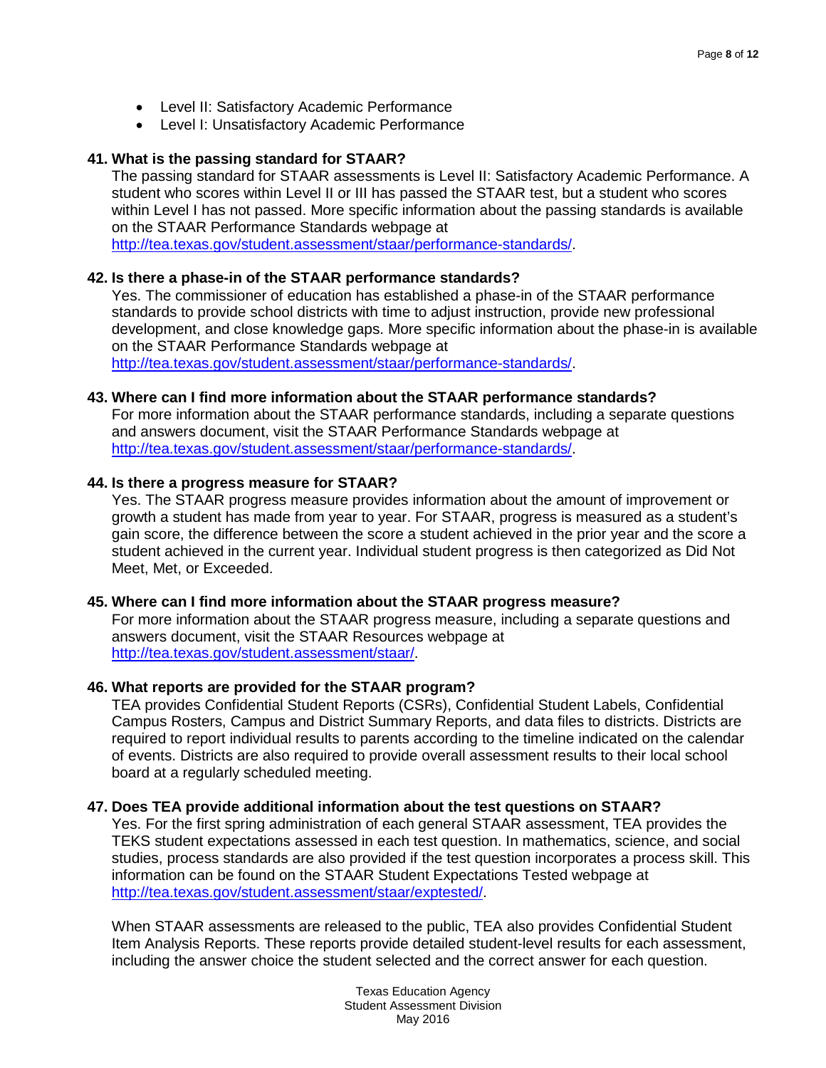- Level II: Satisfactory Academic Performance
- Level I: Unsatisfactory Academic Performance

**41. What is the passing standard for STAAR?**

The passing standard for STAAR assessments is Level II: Satisfactory Academic Performance. A student who scores within Level II or III has passed the STAAR test, but a student who scores within Level I has not passed. More specific information about the passing standards is available on the STAAR Performance Standards webpage at http://tea.texas.gov/student.assessment/staar/performance-standards/.

**42. Is there a phase-in of the STAAR performance standards?**

Yes. The commissioner of education has established a phase-in of the STAAR performance standards to provide school districts with time to adjust instruction, provide new professional development, and close knowledge gaps. More specific information about the phase-in is available on the STAAR Performance Standards webpage at http://tea.texas.gov/student.assessment/staar/performance-standards/.

**43. Where can I find more information about the STAAR performance standards?**

For more information about the STAAR performance standards, including a separate questions and answers document, visit the STAAR Performance Standards webpage at http://tea.texas.gov/student.assessment/staar/performance-standards/.

**44. Is there a progress measure for STAAR?**

Yes. The STAAR progress measure provides information about the amount of improvement or growth a student has made from year to year. For STAAR, progress is measured as a student's gain score, the difference between the score a student achieved in the prior year and the score a student achieved in the current year. Individual student progress is then categorized as Did Not Meet, Met, or Exceeded.

**45. Where can I find more information about the STAAR progress measure?**

For more information about the STAAR progress measure, including a separate questions and answers document, visit the STAAR Resources webpage at http://tea.texas.gov/student.assessment/staar/.

**46. What reports are provided for the STAAR program?**

TEA provides Confidential Student Reports (CSRs), Confidential Student Labels, Confidential Campus Rosters, Campus and District Summary Reports, and data files to districts. Districts are required to report individual results to parents according to the timeline indicated on the calendar of events. Districts are also required to provide overall assessment results to their local school board at a regularly scheduled meeting.

**47. Does TEA provide additional information about the test questions on STAAR?**

Yes. For the first spring administration of each general STAAR assessment, TEA provides the TEKS student expectations assessed in each test question. In mathematics, science, and social studies, process standards are also provided if the test question incorporates a process skill. This information can be found on the STAAR Student Expectations Tested webpage at http://tea.texas.gov/student.assessment/staar/exptested/.

When STAAR assessments are released to the public, TEA also provides Confidential Student Item Analysis Reports. These reports provide detailed student-level results for each assessment, including the answer choice the student selected and the correct answer for each question.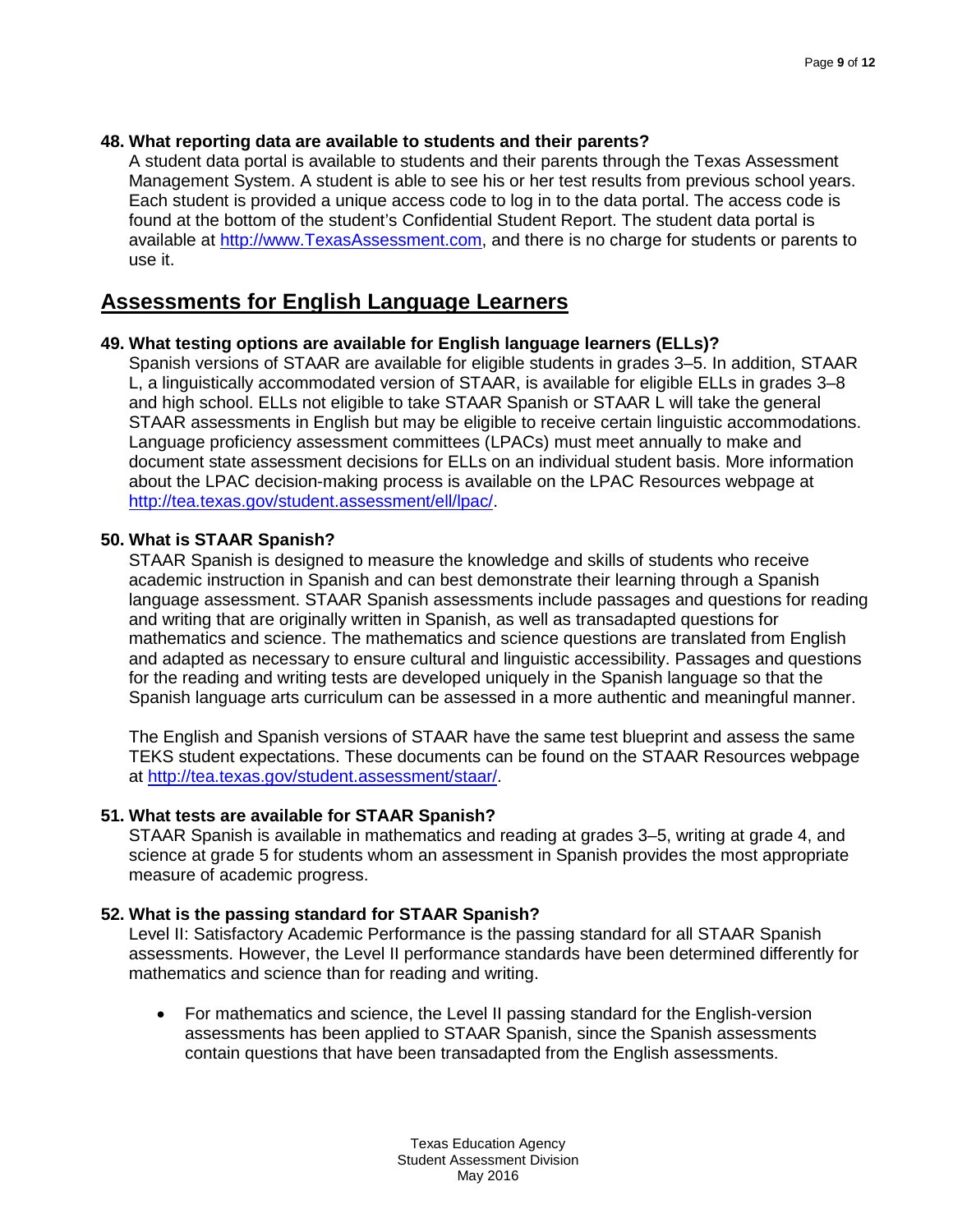**48. What reporting data are available to students and their parents?**

A student data portal is available to students and their parents through the Texas Assessment Management System. A student is able to see his or her test results from previous school years. Each student is provided a unique access code to log in to the data portal. The access code is found at the bottom of the student's Confidential Student Report. The student data portal is available at [http://www.TexasAssessment.com](http://www.TexasAssessment.com), and there is no charge for students or parents to use it.

## Assessments for English Language Learners

**49. What testing options are available for English language learners (ELLs)?**

Spanish versions of STAAR are available for eligible students in grades 3–5. In addition, STAAR L, a linguistically accommodated version of STAAR, is available for eligible ELLs in grades 3–8 and high school. ELLs not eligible to take STAAR Spanish or STAAR L will take the general STAAR assessments in English but may be eligible to receive certain linguistic accommodations. Language proficiency assessment committees (LPACs) must meet annually to make and document state assessment decisions for ELLs on an individual student basis. More information about the LPAC decision-making process is available on the LPAC Resources webpage at [http://tea.texas.gov/student.assessment/ell/lpac/](http://tea.texas.gov/student.assessment/ell/lpac/).

**50. What is STAAR Spanish?**

STAAR Spanish is designed to measure the knowledge and skills of students who receive academic instruction in Spanish and can best demonstrate their learning through a Spanish language assessment. STAAR Spanish assessments include passages and questions for reading and writing that are originally written in Spanish, as well as transadapted questions for mathematics and science. The mathematics and science questions are translated from English and adapted as necessary to ensure cultural and linguistic accessibility. Passages and questions for the reading and writing tests are developed uniquely in the Spanish language so that the Spanish language arts curriculum can be assessed in a more authentic and meaningful manner.

The English and Spanish versions of STAAR have the same test blueprint and assess the same TEKS student expectations. These documents can be found on the STAAR Resources webpage at [http://tea.texas.gov/student.assessment/staar/](http://tea.texas.gov/student.assessment/staar/).

**51. What tests are available for STAAR Spanish?**

STAAR Spanish is available in mathematics and reading at grades 3–5, writing at grade 4, and science at grade 5 for students whom an assessment in Spanish provides the most appropriate measure of academic progress.

**52. What is the passing standard for STAAR Spanish?**

Level II: Satisfactory Academic Performance is the passing standard for all STAAR Spanish assessments. However, the Level II performance standards have been determined differently for mathematics and science than for reading and writing.

- For mathematics and science, the Level II passing standard for the English-version assessments has been applied to STAAR Spanish, since the Spanish assessments contain questions that have been transadapted from the English assessments.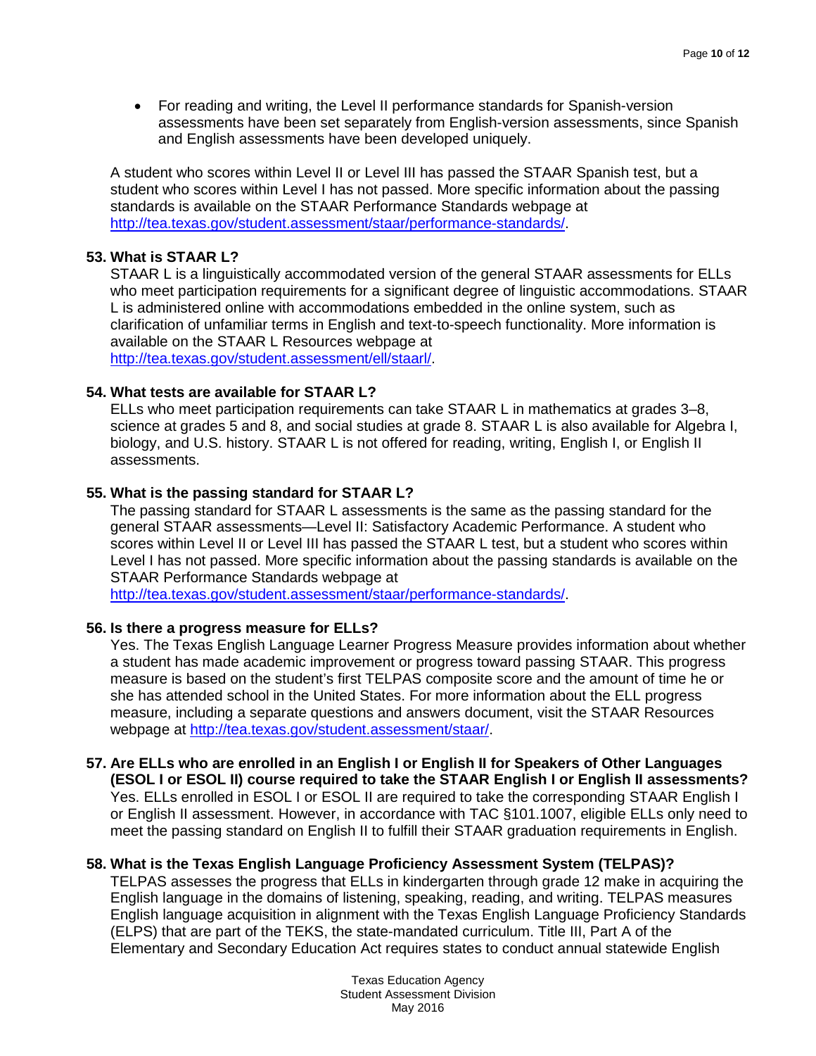- For reading and writing, the Level II performance standards for Spanish-version assessments have been set separately from English-version assessments, since Spanish and English assessments have been developed uniquely.

A student who scores within Level II or Level III has passed the STAAR Spanish test, but a student who scores within Level I has not passed. More specific information about the passing standards is available on the STAAR Performance Standards webpage at [http://tea.texas.gov/student.assessment/staar/performance-standards/](http://tea.texas.gov/student.assessment/staar/performance-standards/).

**53. What is STAAR L?**

STAAR L is a linguistically accommodated version of the general STAAR assessments for ELLs who meet participation requirements for a significant degree of linguistic accommodations. STAAR L is administered online with accommodations embedded in the online system, such as clarification of unfamiliar terms in English and text-to-speech functionality. More information is available on the STAAR L Resources webpage at [http://tea.texas.gov/student.assessment/ell/staarl/](http://tea.texas.gov/student.assessment/ell/staarl/).

**54. What tests are available for STAAR L?**

ELLs who meet participation requirements can take STAAR L in mathematics at grades 3–8, science at grades 5 and 8, and social studies at grade 8. STAAR L is also available for Algebra I, biology, and U.S. history. STAAR L is not offered for reading, writing, English I, or English II assessments.

**55. What is the passing standard for STAAR L?**

The passing standard for STAAR L assessments is the same as the passing standard for the general STAAR assessments—Level II: Satisfactory Academic Performance. A student who scores within Level II or Level III has passed the STAAR L test, but a student who scores within Level I has not passed. More specific information about the passing standards is available on the STAAR Performance Standards webpage at [http://tea.texas.gov/student.assessment/staar/performance-standards/](http://tea.texas.gov/student.assessment/staar/performance-standards/).

**56. Is there a progress measure for ELLs?**

Yes. The Texas English Language Learner Progress Measure provides information about whether a student has made academic improvement or progress toward passing STAAR. This progress measure is based on the student's first TELPAS composite score and the amount of time he or she has attended school in the United States. For more information about the ELL progress measure, including a separate questions and answers document, visit the STAAR Resources webpage at [http://tea.texas.gov/student.assessment/staar/](http://tea.texas.gov/student.assessment/staar/).

**57. Are ELLs who are enrolled in an English I or English II for Speakers of Other Languages (ESOL I or ESOL II) course required to take the STAAR English I or English II assessments?**

Yes. ELLs enrolled in ESOL I or ESOL II are required to take the corresponding STAAR English I or English II assessment. However, in accordance with TAC §101.1007, eligible ELLs only need to meet the passing standard on English II to fulfill their STAAR graduation requirements in English.

**58. What is the Texas English Language Proficiency Assessment System (TELPAS)?**

TELPAS assesses the progress that ELLs in kindergarten through grade 12 make in acquiring the English language in the domains of listening, speaking, reading, and writing. TELPAS measures English language acquisition in alignment with the Texas English Language Proficiency Standards (ELPS) that are part of the TEKS, the state-mandated curriculum. Title III, Part A of the Elementary and Secondary Education Act requires states to conduct annual statewide English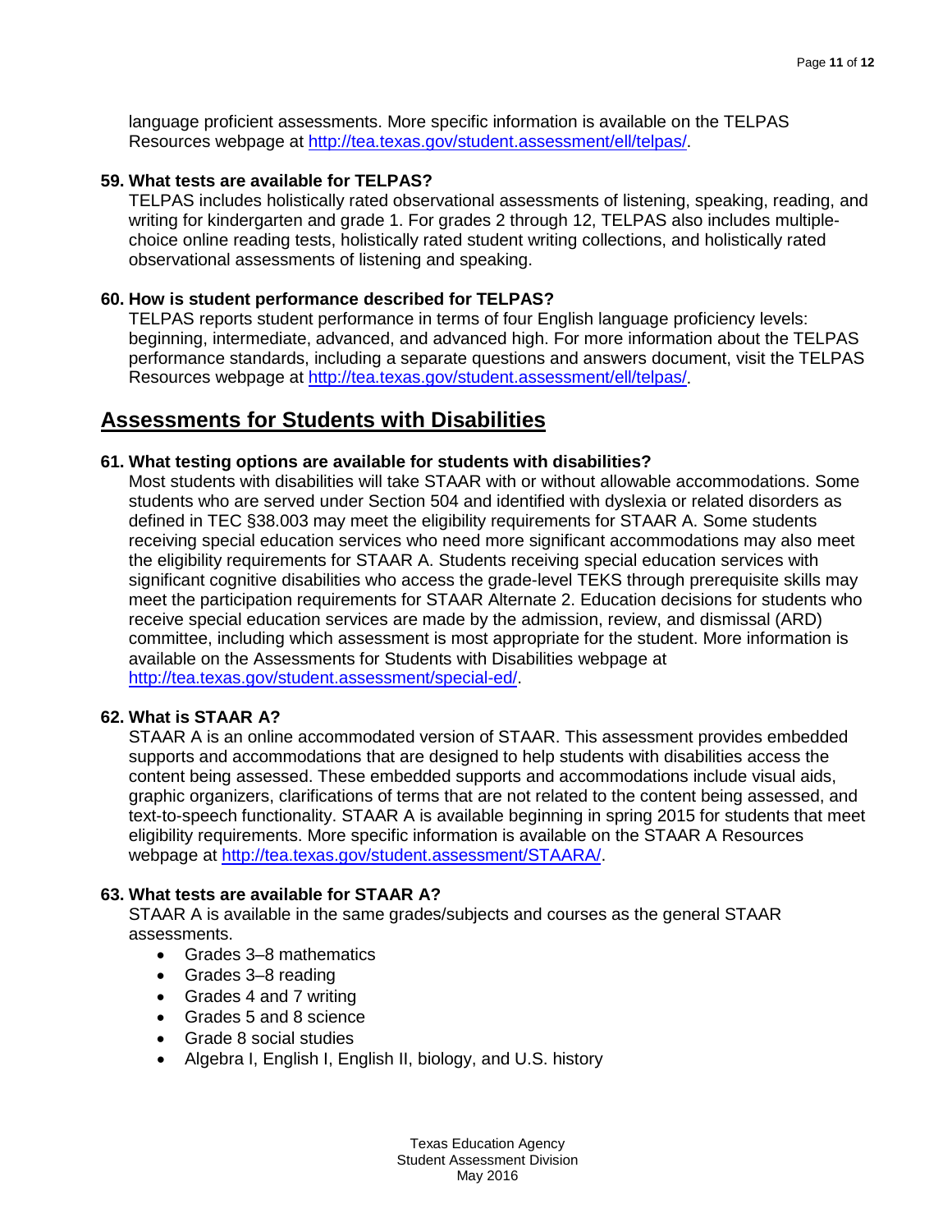language proficient assessments. More specific information is available on the TELPAS Resources webpage at [http://tea.texas.gov/student.assessment/ell/telpas/](http://tea.texas.gov/student.assessment/ell/telpas/).

**59. What tests are available for TELPAS?**

TELPAS includes holistically rated observational assessments of listening, speaking, reading, and writing for kindergarten and grade 1. For grades 2 through 12, TELPAS also includes multiple-choice online reading tests, holistically rated student writing collections, and holistically rated observational assessments of listening and speaking.

**60. How is student performance described for TELPAS?**

TELPAS reports student performance in terms of four English language proficiency levels: beginning, intermediate, advanced, and advanced high. For more information about the TELPAS performance standards, including a separate questions and answers document, visit the TELPAS Resources webpage at [http://tea.texas.gov/student.assessment/ell/telpas/](http://tea.texas.gov/student.assessment/ell/telpas/).

## Assessments for Students with Disabilities

**61. What testing options are available for students with disabilities?**

Most students with disabilities will take STAAR with or without allowable accommodations. Some students who are served under Section 504 and identified with dyslexia or related disorders as defined in TEC §38.003 may meet the eligibility requirements for STAAR A. Some students receiving special education services who need more significant accommodations may also meet the eligibility requirements for STAAR A. Students receiving special education services with significant cognitive disabilities who access the grade-level TEKS through prerequisite skills may meet the participation requirements for STAAR Alternate 2. Education decisions for students who receive special education services are made by the admission, review, and dismissal (ARD) committee, including which assessment is most appropriate for the student. More information is available on the Assessments for Students with Disabilities webpage at [http://tea.texas.gov/student.assessment/special-ed/](http://tea.texas.gov/student.assessment/special-ed/).

**62. What is STAAR A?**

STAAR A is an online accommodated version of STAAR. This assessment provides embedded supports and accommodations that are designed to help students with disabilities access the content being assessed. These embedded supports and accommodations include visual aids, graphic organizers, clarifications of terms that are not related to the content being assessed, and text-to-speech functionality. STAAR A is available beginning in spring 2015 for students that meet eligibility requirements. More specific information is available on the STAAR A Resources webpage at [http://tea.texas.gov/student.assessment/STAARA/](http://tea.texas.gov/student.assessment/STAARA/).

**63. What tests are available for STAAR A?**

STAAR A is available in the same grades/subjects and courses as the general STAAR assessments.

- Grades 3–8 mathematics
- Grades 3–8 reading
- Grades 4 and 7 writing
- Grades 5 and 8 science
- Grade 8 social studies
- Algebra I, English I, English II, biology, and U.S. history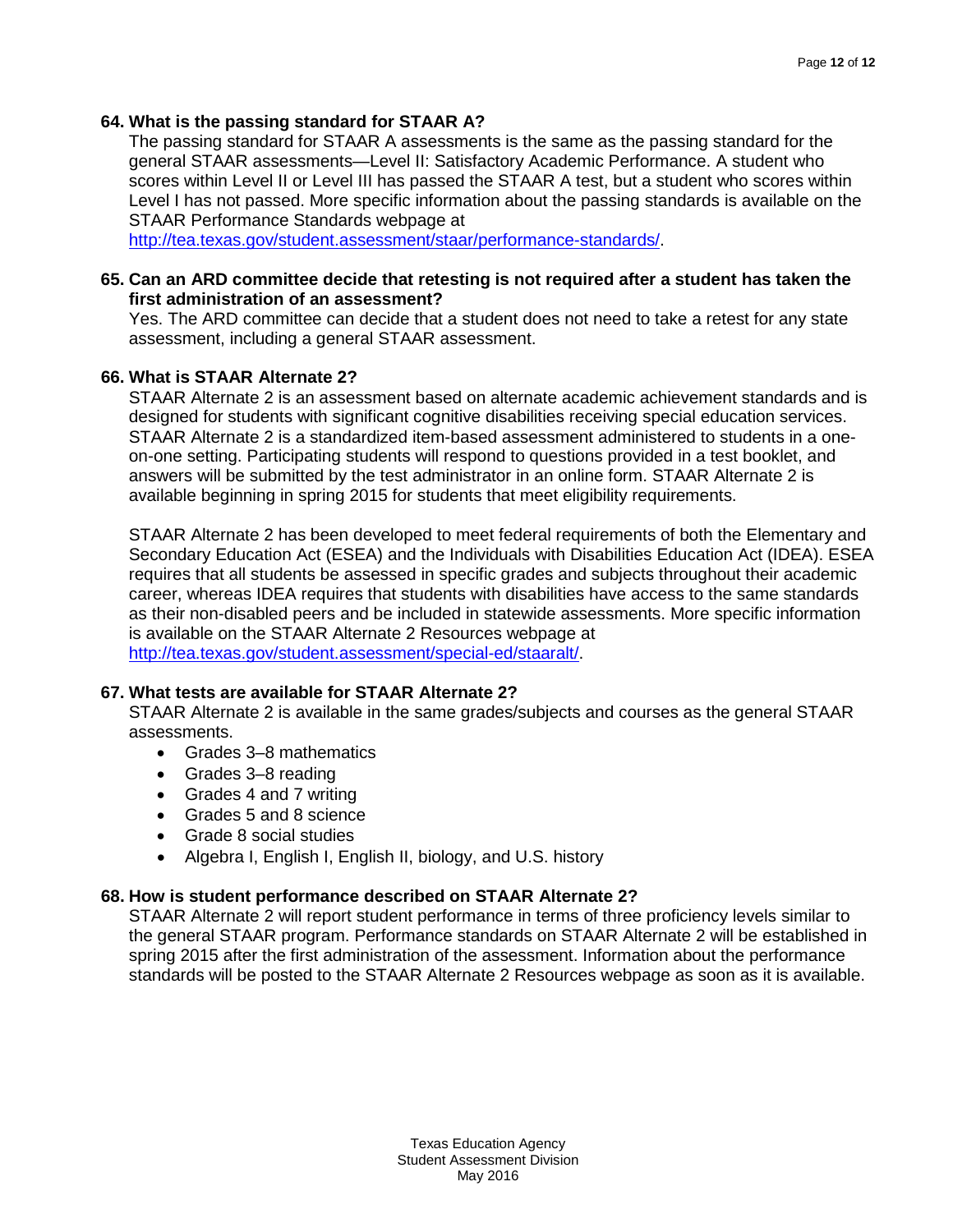**64. What is the passing standard for STAAR A?**

The passing standard for STAAR A assessments is the same as the passing standard for the general STAAR assessments—Level II: Satisfactory Academic Performance. A student who scores within Level II or Level III has passed the STAAR A test, but a student who scores within Level I has not passed. More specific information about the passing standards is available on the STAAR Performance Standards webpage at [http://tea.texas.gov/student.assessment/staar/performance-standards/](http://tea.texas.gov/student.assessment/staar/performance-standards/).

**65. Can an ARD committee decide that retesting is not required after a student has taken the first administration of an assessment?**

Yes. The ARD committee can decide that a student does not need to take a retest for any state assessment, including a general STAAR assessment.

**66. What is STAAR Alternate 2?**

STAAR Alternate 2 is an assessment based on alternate academic achievement standards and is designed for students with significant cognitive disabilities receiving special education services. STAAR Alternate 2 is a standardized item-based assessment administered to students in a one-on-one setting. Participating students will respond to questions provided in a test booklet, and answers will be submitted by the test administrator in an online form. STAAR Alternate 2 is available beginning in spring 2015 for students that meet eligibility requirements.

STAAR Alternate 2 has been developed to meet federal requirements of both the Elementary and Secondary Education Act (ESEA) and the Individuals with Disabilities Education Act (IDEA). ESEA requires that all students be assessed in specific grades and subjects throughout their academic career, whereas IDEA requires that students with disabilities have access to the same standards as their non-disabled peers and be included in statewide assessments. More specific information is available on the STAAR Alternate 2 Resources webpage at [http://tea.texas.gov/student.assessment/special-ed/staaralt/](http://tea.texas.gov/student.assessment/special-ed/staaralt/).

**67. What tests are available for STAAR Alternate 2?**

STAAR Alternate 2 is available in the same grades/subjects and courses as the general STAAR assessments.

- Grades 3–8 mathematics
- Grades 3–8 reading
- Grades 4 and 7 writing
- Grades 5 and 8 science
- Grade 8 social studies
- Algebra I, English I, English II, biology, and U.S. history

**68. How is student performance described on STAAR Alternate 2?**

STAAR Alternate 2 will report student performance in terms of three proficiency levels similar to the general STAAR program. Performance standards on STAAR Alternate 2 will be established in spring 2015 after the first administration of the assessment. Information about the performance standards will be posted to the STAAR Alternate 2 Resources webpage as soon as it is available.